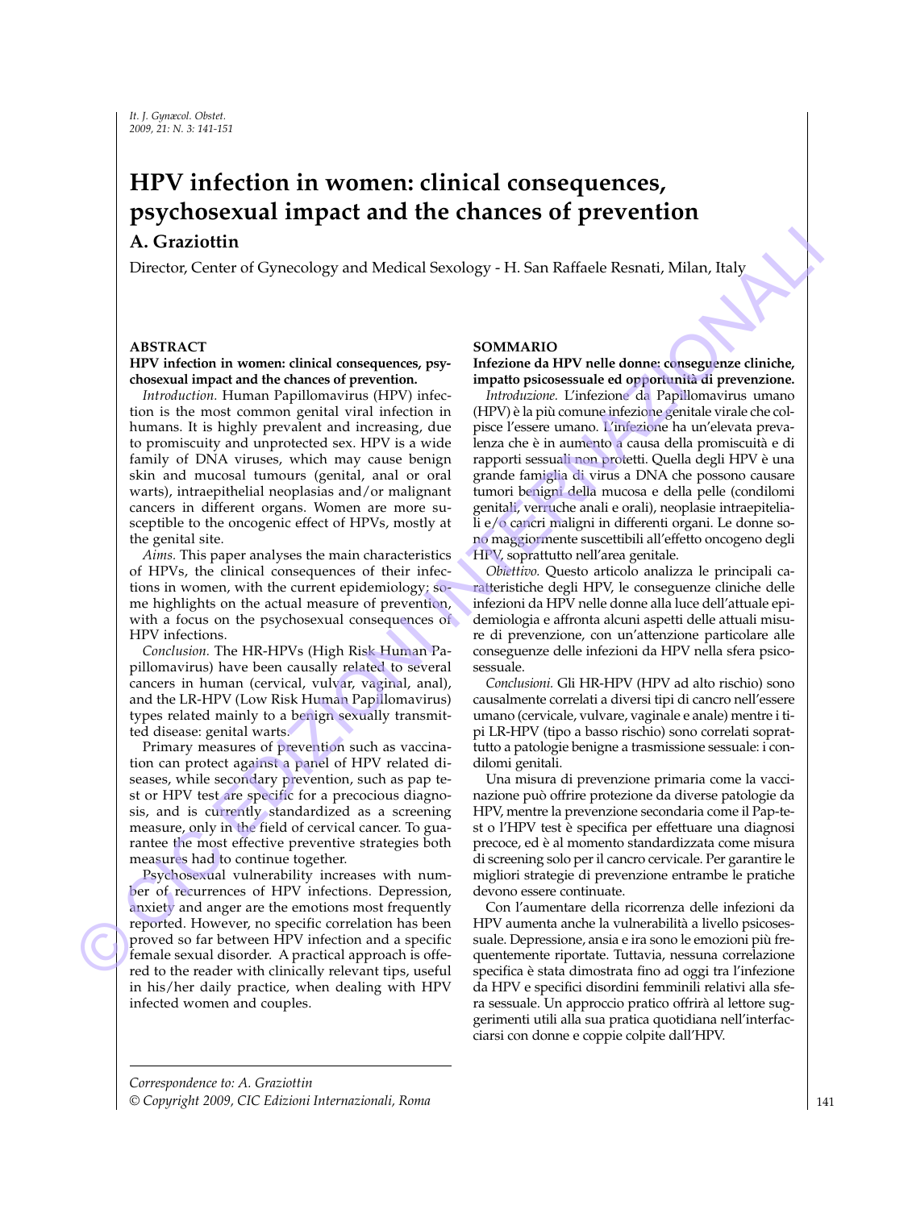# HPV infection in women: clinical consequences, psychosexual impact and the chances of prevention

## A. Graziottin

Director, Center of Gynecology and Medical Sexology - H. San Raffaele Resnati, Milan, Italy

### ABSTRACT

**HPV infection in women: clinical consequences, psychosexual impact and the chances of prevention.**

*Introduction.* Human Papillomavirus (HPV) infection is the most common genital viral infection in humans. It is highly prevalent and increasing, due to promiscuity and unprotected sex. HPV is a wide family of DNA viruses, which may cause benign skin and mucosal tumours (genital, anal or oral warts), intraepithelial neoplasias and/or malignant cancers in different organs. Women are more susceptible to the oncogenic effect of HPVs, mostly at the genital site.

*Aims.* This paper analyses the main characteristics of HPVs, the clinical consequences of their infections in women, with the current epidemiology; some highlights on the actual measure of prevention, with a focus on the psychosexual consequences of HPV infections.

*Conclusion.* The HR-HPVs (High Risk Human Papillomavirus) have been causally related to several cancers in human (cervical, vulvar, vaginal, anal), and the LR-HPV (Low Risk Human Papillomavirus) types related mainly to a benign sexually transmitted disease: genital warts.

Primary measures of prevention such as vaccination can protect against a panel of HPV related diseases, while secondary prevention, such as pap test or HPV test are specific for a precocious diagnosis, and is currently standardized as a screening measure, only in the field of cervical cancer. To guarantee the most effective preventive strategies both measures had to continue together.

Psychosexual vulnerability increases with number of recurrences of HPV infections. Depression, anxiety and anger are the emotions most frequently reported. However, no specific correlation has been proved so far between HPV infection and a specific female sexual disorder. A practical approach is offered to the reader with clinically relevant tips, useful in his/her daily practice, when dealing with HPV infected women and couples.

### SOMMARIO

**Infezione da HPV nelle donne: conseguenze cliniche, impatto psicosessuale ed opportunità di prevenzione.**

*Introduzione.* L'infezione da Papillomavirus umano (HPV) è la più comune infezione genitale virale che colpisce l'essere umano. L'infezione ha un'elevata prevalenza che è in aumento a causa della promiscuità e di rapporti sessuali non protetti. Quella degli HPV è una grande famiglia di virus a DNA che possono causare tumori benigni della mucosa e della pelle (condilomi genitali, verruche anali e orali), neoplasie intraepiteliali e/o cancri maligni in differenti organi. Le donne sono maggiormente suscettibili all'effetto oncogeno degli HPV, soprattutto nell'area genitale.

*Obiettivo.* Questo articolo analizza le principali caratteristiche degli HPV, le conseguenze cliniche delle infezioni da HPV nelle donne alla luce dell'attuale epidemiologia e affronta alcuni aspetti delle attuali misure di prevenzione, con un'attenzione particolare alle conseguenze delle infezioni da HPV nella sfera psicosessuale.

*Conclusioni.* Gli HR-HPV (HPV ad alto rischio) sono causalmente correlati a diversi tipi di cancro nell'essere umano (cervicale, vulvare, vaginale e anale) mentre i tipi LR-HPV (tipo a basso rischio) sono correlati soprattutto a patologie benigne a trasmissione sessuale: i condilomi genitali.

Una misura di prevenzione primaria come la vaccinazione può offrire protezione da diverse patologie da HPV, mentre la prevenzione secondaria come il Pap-test o l'HPV test è specifica per effettuare una diagnosi precoce, ed è al momento standardizzata come misura di screening solo per il cancro cervicale. Per garantire le migliori strategie di prevenzione entrambe le pratiche devono essere continuate.

Con l'aumentare della ricorrenza delle infezioni da HPV aumenta anche la vulnerabilità a livello psicosessuale. Depressione, ansia e ira sono le emozioni più frequentemente riportate. Tuttavia, nessuna correlazione specifica è stata dimostrata fino ad oggi tra l'infezione da HPV e specifici disordini femminili relativi alla sfera sessuale. Un approccio pratico offrirà al lettore suggerimenti utili alla sua pratica quotidiana nell'interfacciarsi con donne e coppie colpite dall'HPV.

---

*Correspondence to: A. Graziottin*
*© Copyright 2009, CIC Edizioni Internazionali, Roma*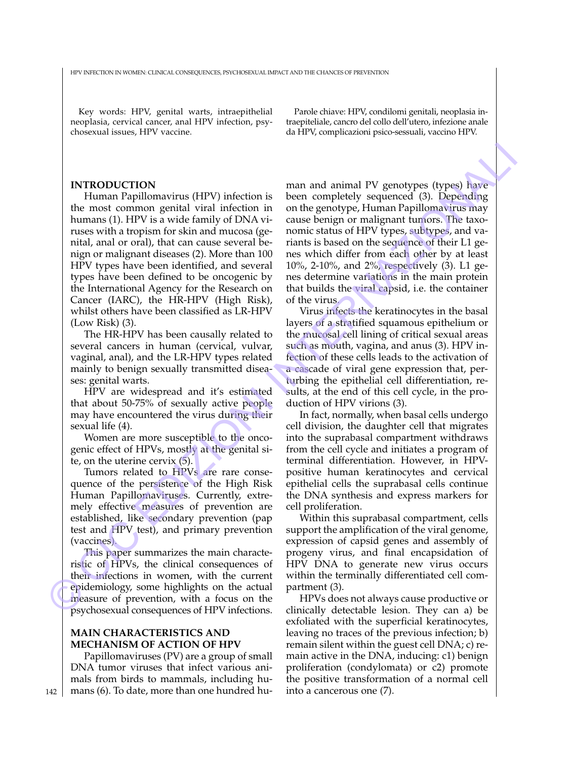Key words: HPV, genital warts, intraepithelial neoplasia, cervical cancer, anal HPV infection, psychosexual issues, HPV vaccine.

Parole chiave: HPV, condilomi genitali, neoplasia intraepiteliale, cancro del collo dell'utero, infezione anale da HPV, complicazioni psico-sessuali, vaccino HPV.

## INTRODUCTION

Human Papillomavirus (HPV) infection is the most common genital viral infection in humans (1). HPV is a wide family of DNA viruses with a tropism for skin and mucosa (genital, anal or oral), that can cause several benign or malignant diseases (2). More than 100 HPV types have been identified, and several types have been defined to be oncogenic by the International Agency for the Research on Cancer (IARC), the HR-HPV (High Risk), whilst others have been classified as LR-HPV (Low Risk) (3).

The HR-HPV has been causally related to several cancers in human (cervical, vulvar, vaginal, anal), and the LR-HPV types related mainly to benign sexually transmitted diseases: genital warts.

HPV are widespread and it's estimated that about 50-75% of sexually active people may have encountered the virus during their sexual life (4).

Women are more susceptible to the oncogenic effect of HPVs, mostly at the genital site, on the uterine cervix (5).

Tumors related to HPVs are rare consequence of the persistence of the High Risk Human Papillomaviruses. Currently, extremely effective measures of prevention are established, like secondary prevention (pap test and HPV test), and primary prevention (vaccines).

This paper summarizes the main characteristic of HPVs, the clinical consequences of their infections in women, with the current epidemiology, some highlights on the actual measure of prevention, with a focus on the psychosexual consequences of HPV infections.

## MAIN CHARACTERISTICS AND MECHANISM OF ACTION OF HPV

Papillomaviruses (PV) are a group of small DNA tumor viruses that infect various animals from birds to mammals, including humans (6). To date, more than one hundred human and animal PV genotypes (types) have been completely sequenced (3). Depending on the genotype, Human Papillomavirus may cause benign or malignant tumors. The taxonomic status of HPV types, subtypes, and variants is based on the sequence of their L1 genes which differ from each other by at least 10%, 2-10%, and 2%, respectively (3). L1 genes determine variations in the main protein that builds the viral capsid, i.e. the container of the virus.

Virus infects the keratinocytes in the basal layers of a stratified squamous epithelium or the mucosal cell lining of critical sexual areas such as mouth, vagina, and anus (3). HPV infection of these cells leads to the activation of a cascade of viral gene expression that, perturbing the epithelial cell differentiation, results, at the end of this cell cycle, in the production of HPV virions (3).

In fact, normally, when basal cells undergo cell division, the daughter cell that migrates into the suprabasal compartment withdraws from the cell cycle and initiates a program of terminal differentiation. However, in HPV-positive human keratinocytes and cervical epithelial cells the suprabasal cells continue the DNA synthesis and express markers for cell proliferation.

Within this suprabasal compartment, cells support the amplification of the viral genome, expression of capsid genes and assembly of progeny virus, and final encapsidation of HPV DNA to generate new virus occurs within the terminally differentiated cell compartment (3).

HPVs does not always cause productive or clinically detectable lesion. They can a) be exfoliated with the superficial keratinocytes, leaving no traces of the previous infection; b) remain silent within the guest cell DNA; c) remain active in the DNA, inducing: c1) benign proliferation (condylomata) or c2) promote the positive transformation of a normal cell into a cancerous one (7).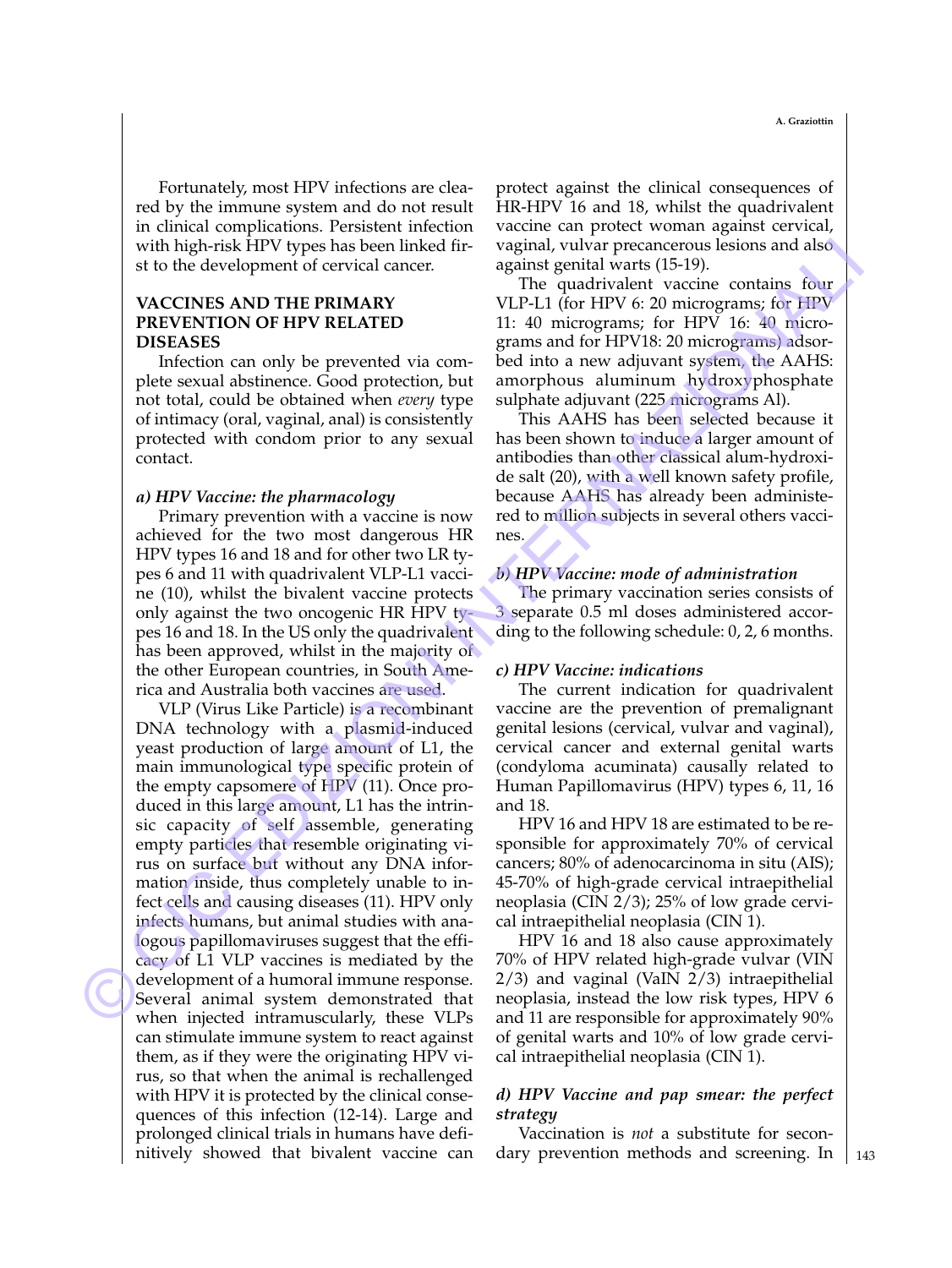Fortunately, most HPV infections are cleared by the immune system and do not result in clinical complications. Persistent infection with high-risk HPV types has been linked first to the development of cervical cancer.

## VACCINES AND THE PRIMARY PREVENTION OF HPV RELATED DISEASES

Infection can only be prevented via complete sexual abstinence. Good protection, but not total, could be obtained when *every* type of intimacy (oral, vaginal, anal) is consistently protected with condom prior to any sexual contact.

### *a) HPV Vaccine: the pharmacology*

Primary prevention with a vaccine is now achieved for the two most dangerous HR HPV types 16 and 18 and for other two LR types 6 and 11 with quadrivalent VLP-L1 vaccine (10), whilst the bivalent vaccine protects only against the two oncogenic HR HPV types 16 and 18. In the US only the quadrivalent has been approved, whilst in the majority of the other European countries, in South America and Australia both vaccines are used.

VLP (Virus Like Particle) is a recombinant DNA technology with a plasmid-induced yeast production of large amount of L1, the main immunological type specific protein of the empty capsomere of HPV (11). Once produced in this large amount, L1 has the intrinsic capacity of self assemble, generating empty particles that resemble originating virus on surface but without any DNA information inside, thus completely unable to infect cells and causing diseases (11). HPV only infects humans, but animal studies with analogous papillomaviruses suggest that the efficacy of L1 VLP vaccines is mediated by the development of a humoral immune response. Several animal system demonstrated that when injected intramuscularly, these VLPs can stimulate immune system to react against them, as if they were the originating HPV virus, so that when the animal is rechallenged with HPV it is protected by the clinical consequences of this infection (12-14). Large and prolonged clinical trials in humans have definitively showed that bivalent vaccine can protect against the clinical consequences of HR-HPV 16 and 18, whilst the quadrivalent vaccine can protect woman against cervical, vaginal, vulvar precancerous lesions and also against genital warts (15-19).

The quadrivalent vaccine contains four VLP-L1 (for HPV 6: 20 micrograms; for HPV 11: 40 micrograms; for HPV 16: 40 micrograms and for HPV18: 20 micrograms) adsorbed into a new adjuvant system, the AAHS: amorphous aluminum hydroxyphosphate sulphate adjuvant (225 micrograms Al).

This AAHS has been selected because it has been shown to induce a larger amount of antibodies than other classical alum-hydroxide salt (20), with a well known safety profile, because AAHS has already been administered to million subjects in several others vaccines.

### *b) HPV Vaccine: mode of administration*

The primary vaccination series consists of 3 separate 0.5 ml doses administered according to the following schedule: 0, 2, 6 months.

### *c) HPV Vaccine: indications*

The current indication for quadrivalent vaccine are the prevention of premalignant genital lesions (cervical, vulvar and vaginal), cervical cancer and external genital warts (condyloma acuminata) causally related to Human Papillomavirus (HPV) types 6, 11, 16 and 18.

HPV 16 and HPV 18 are estimated to be responsible for approximately 70% of cervical cancers; 80% of adenocarcinoma in situ (AIS); 45-70% of high-grade cervical intraepithelial neoplasia (CIN 2/3); 25% of low grade cervical intraepithelial neoplasia (CIN 1).

HPV 16 and 18 also cause approximately 70% of HPV related high-grade vulvar (VIN 2/3) and vaginal (VaIN 2/3) intraepithelial neoplasia, instead the low risk types, HPV 6 and 11 are responsible for approximately 90% of genital warts and 10% of low grade cervical intraepithelial neoplasia (CIN 1).

### *d) HPV Vaccine and pap smear: the perfect strategy*

Vaccination is *not* a substitute for secondary prevention methods and screening. In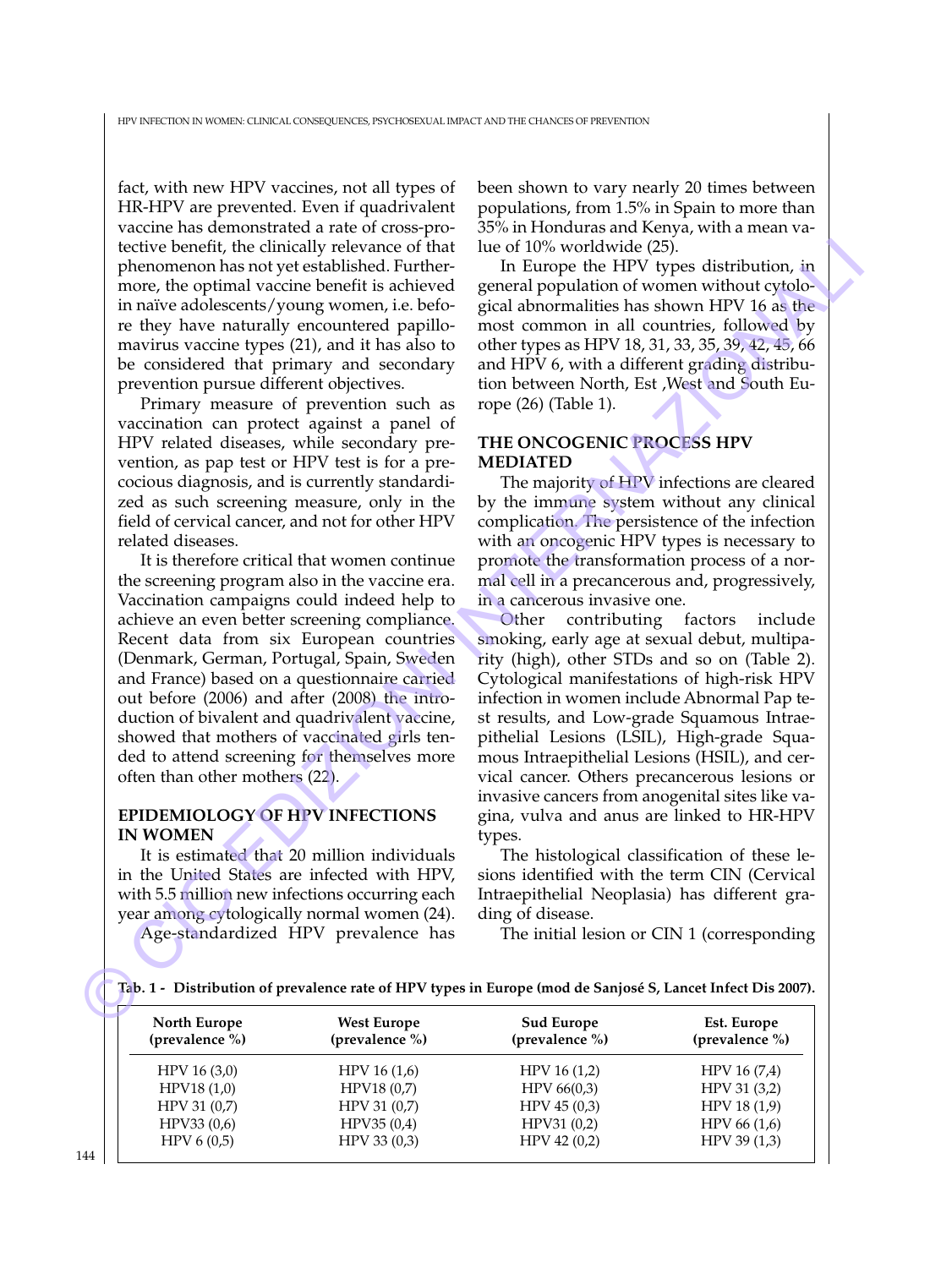fact, with new HPV vaccines, not all types of HR-HPV are prevented. Even if quadrivalent vaccine has demonstrated a rate of cross-protective benefit, the clinically relevance of that phenomenon has not yet established. Furthermore, the optimal vaccine benefit is achieved in naïve adolescents/young women, i.e. before they have naturally encountered papillomavirus vaccine types (21), and it has also to be considered that primary and secondary prevention pursue different objectives.

Primary measure of prevention such as vaccination can protect against a panel of HPV related diseases, while secondary prevention, as pap test or HPV test is for a precocious diagnosis, and is currently standardized as such screening measure, only in the field of cervical cancer, and not for other HPV related diseases.

It is therefore critical that women continue the screening program also in the vaccine era. Vaccination campaigns could indeed help to achieve an even better screening compliance. Recent data from six European countries (Denmark, German, Portugal, Spain, Sweden and France) based on a questionnaire carried out before (2006) and after (2008) the introduction of bivalent and quadrivalent vaccine, showed that mothers of vaccinated girls tended to attend screening for themselves more often than other mothers (22).

## EPIDEMIOLOGY OF HPV INFECTIONS IN WOMEN

It is estimated that 20 million individuals in the United States are infected with HPV, with 5.5 million new infections occurring each year among cytologically normal women (24).

Age-standardized HPV prevalence has been shown to vary nearly 20 times between populations, from 1.5% in Spain to more than 35% in Honduras and Kenya, with a mean value of 10% worldwide (25).

In Europe the HPV types distribution, in general population of women without cytological abnormalities has shown HPV 16 as the most common in all countries, followed by other types as HPV 18, 31, 33, 35, 39, 42, 45, 66 and HPV 6, with a different grading distribution between North, Est ,West and South Europe (26) (Table 1).

## THE ONCOGENIC PROCESS HPV MEDIATED

The majority of HPV infections are cleared by the immune system without any clinical complication. The persistence of the infection with an oncogenic HPV types is necessary to promote the transformation process of a normal cell in a precancerous and, progressively, in a cancerous invasive one.

Other contributing factors include smoking, early age at sexual debut, multiparity (high), other STDs and so on (Table 2). Cytological manifestations of high-risk HPV infection in women include Abnormal Pap test results, and Low-grade Squamous Intraepithelial Lesions (LSIL), High-grade Squamous Intraepithelial Lesions (HSIL), and cervical cancer. Others precancerous lesions or invasive cancers from anogenital sites like vagina, vulva and anus are linked to HR-HPV types.

The histological classification of these lesions identified with the term CIN (Cervical Intraepithelial Neoplasia) has different grading of disease.

The initial lesion or CIN 1 (corresponding

**Tab. 1 - Distribution of prevalence rate of HPV types in Europe (mod de Sanjosé S, Lancet Infect Dis 2007).**

| North Europe (prevalence %) | West Europe (prevalence %) | Sud Europe (prevalence %) | Est. Europe (prevalence %) |
|---|---|---|---|
| HPV 16 (3,0) | HPV 16 (1,6) | HPV 16 (1,2) | HPV 16 (7,4) |
| HPV18 (1,0) | HPV18 (0,7) | HPV 66(0,3) | HPV 31 (3,2) |
| HPV 31 (0,7) | HPV 31 (0,7) | HPV 45 (0,3) | HPV 18 (1,9) |
| HPV33 (0,6) | HPV35 (0,4) | HPV31 (0,2) | HPV 66 (1,6) |
| HPV 6 (0,5) | HPV 33 (0,3) | HPV 42 (0,2) | HPV 39 (1,3) |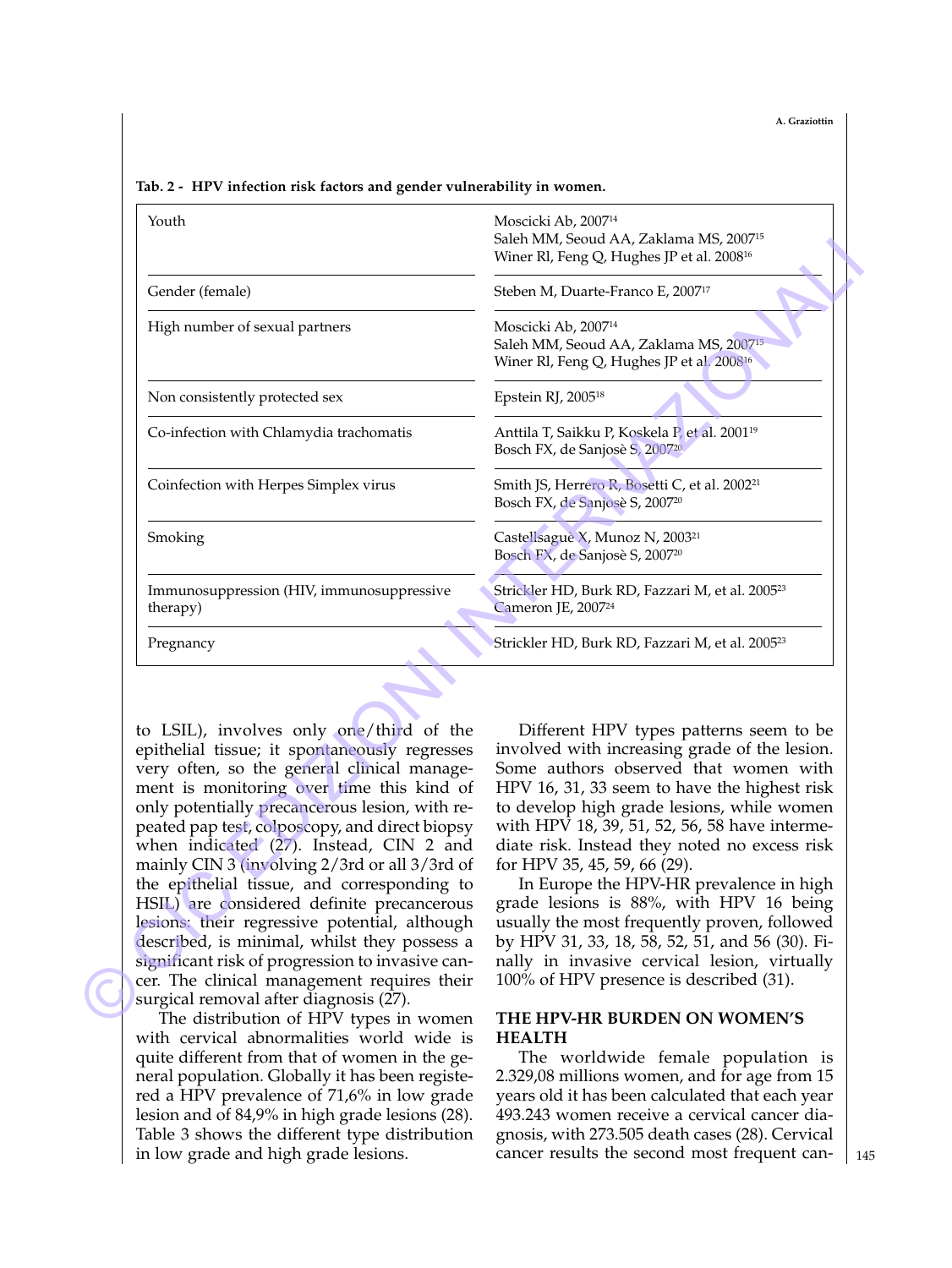**Tab. 2 - HPV infection risk factors and gender vulnerability in women.**

| | |
|---|---|
| Youth | Moscicki Ab, 2007[14]<br>Saleh MM, Seoud AA, Zaklama MS, 2007[15]<br>Winer Rl, Feng Q, Hughes JP et al. 2008[16] |
| Gender (female) | Steben M, Duarte-Franco E, 2007[17] |
| High number of sexual partners | Moscicki Ab, 2007[14]<br>Saleh MM, Seoud AA, Zaklama MS, 2007[15]<br>Winer Rl, Feng Q, Hughes JP et al. 2008[16] |
| Non consistently protected sex | Epstein RJ, 2005[18] |
| Co-infection with Chlamydia trachomatis | Anttila T, Saikku P, Koskela P, et al. 2001[19]<br>Bosch FX, de Sanjosè S, 2007[20] |
| Coinfection with Herpes Simplex virus | Smith JS, Herrero R, Bosetti C, et al. 2002[21]<br>Bosch FX, de Sanjosè S, 2007[20] |
| Smoking | Castellsague X, Munoz N, 2003[21]<br>Bosch FX, de Sanjosè S, 2007[20] |
| Immunosuppression (HIV, immunosuppressive therapy) | Strickler HD, Burk RD, Fazzari M, et al. 2005[23]<br>Cameron JE, 2007[24] |
| Pregnancy | Strickler HD, Burk RD, Fazzari M, et al. 2005[23] |

to LSIL), involves only one/third of the epithelial tissue; it spontaneously regresses very often, so the general clinical management is monitoring over time this kind of only potentially precancerous lesion, with repeated pap test, colposcopy, and direct biopsy when indicated (27). Instead, CIN 2 and mainly CIN 3 (involving 2/3rd or all 3/3rd of the epithelial tissue, and corresponding to HSIL) are considered definite precancerous lesions: their regressive potential, although described, is minimal, whilst they possess a significant risk of progression to invasive cancer. The clinical management requires their surgical removal after diagnosis (27).

The distribution of HPV types in women with cervical abnormalities world wide is quite different from that of women in the general population. Globally it has been registered a HPV prevalence of 71,6% in low grade lesion and of 84,9% in high grade lesions (28). Table 3 shows the different type distribution in low grade and high grade lesions.

Different HPV types patterns seem to be involved with increasing grade of the lesion. Some authors observed that women with HPV 16, 31, 33 seem to have the highest risk to develop high grade lesions, while women with HPV 18, 39, 51, 52, 56, 58 have intermediate risk. Instead they noted no excess risk for HPV 35, 45, 59, 66 (29).

In Europe the HPV-HR prevalence in high grade lesions is 88%, with HPV 16 being usually the most frequently proven, followed by HPV 31, 33, 18, 58, 52, 51, and 56 (30). Finally in invasive cervical lesion, virtually 100% of HPV presence is described (31).

## THE HPV-HR BURDEN ON WOMEN'S HEALTH

The worldwide female population is 2.329,08 millions women, and for age from 15 years old it has been calculated that each year 493.243 women receive a cervical cancer diagnosis, with 273.505 death cases (28). Cervical cancer results the second most frequent can-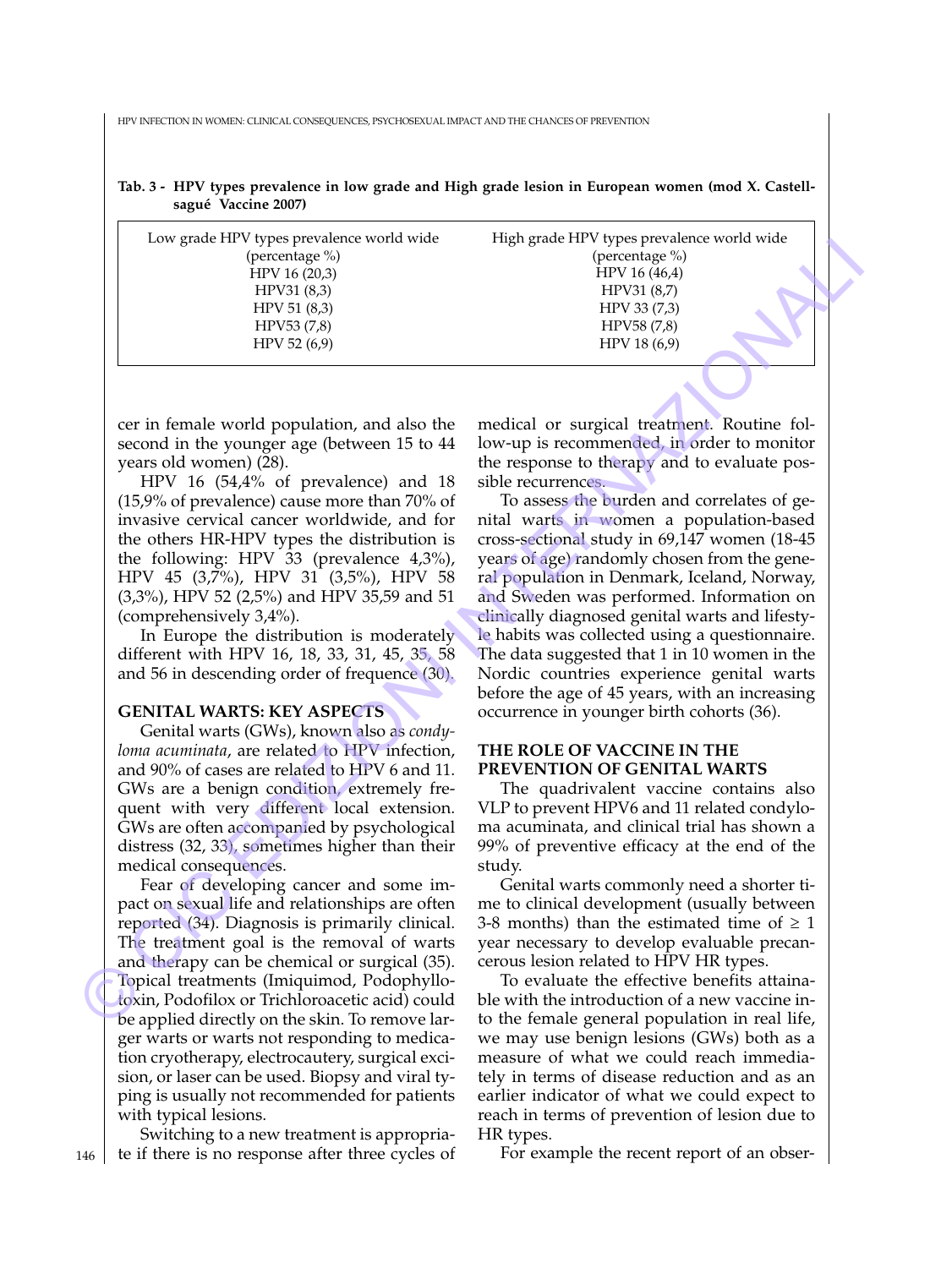**Tab. 3 - HPV types prevalence in low grade and High grade lesion in European women (mod X. Castellsagué Vaccine 2007)**

| Low grade HPV types prevalence world wide (percentage %) | High grade HPV types prevalence world wide (percentage %) |
|---|---|
| HPV 16 (20,3) | HPV 16 (46,4) |
| HPV31 (8,3) | HPV31 (8,7) |
| HPV 51 (8,3) | HPV 33 (7,3) |
| HPV53 (7,8) | HPV58 (7,8) |
| HPV 52 (6,9) | HPV 18 (6,9) |

cer in female world population, and also the second in the younger age (between 15 to 44 years old women) (28).

HPV 16 (54,4% of prevalence) and 18 (15,9% of prevalence) cause more than 70% of invasive cervical cancer worldwide, and for the others HR-HPV types the distribution is the following: HPV 33 (prevalence 4,3%), HPV 45 (3,7%), HPV 31 (3,5%), HPV 58 (3,3%), HPV 52 (2,5%) and HPV 35,59 and 51 (comprehensively 3,4%).

In Europe the distribution is moderately different with HPV 16, 18, 33, 31, 45, 35, 58 and 56 in descending order of frequence (30).

## GENITAL WARTS: KEY ASPECTS

Genital warts (GWs), known also as *condyloma acuminata*, are related to HPV infection, and 90% of cases are related to HPV 6 and 11. GWs are a benign condition, extremely frequent with very different local extension. GWs are often accompanied by psychological distress (32, 33), sometimes higher than their medical consequences.

Fear of developing cancer and some impact on sexual life and relationships are often reported (34). Diagnosis is primarily clinical. The treatment goal is the removal of warts and therapy can be chemical or surgical (35). Topical treatments (Imiquimod, Podophyllotoxin, Podofilox or Trichloroacetic acid) could be applied directly on the skin. To remove larger warts or warts not responding to medication cryotherapy, electrocautery, surgical excision, or laser can be used. Biopsy and viral typing is usually not recommended for patients with typical lesions.

Switching to a new treatment is appropriate if there is no response after three cycles of medical or surgical treatment. Routine follow-up is recommended, in order to monitor the response to therapy and to evaluate possible recurrences.

To assess the burden and correlates of genital warts in women a population-based cross-sectional study in 69,147 women (18-45 years of age) randomly chosen from the general population in Denmark, Iceland, Norway, and Sweden was performed. Information on clinically diagnosed genital warts and lifestyle habits was collected using a questionnaire. The data suggested that 1 in 10 women in the Nordic countries experience genital warts before the age of 45 years, with an increasing occurrence in younger birth cohorts (36).

## THE ROLE OF VACCINE IN THE PREVENTION OF GENITAL WARTS

The quadrivalent vaccine contains also VLP to prevent HPV6 and 11 related condyloma acuminata, and clinical trial has shown a 99% of preventive efficacy at the end of the study.

Genital warts commonly need a shorter time to clinical development (usually between 3-8 months) than the estimated time of ≥ 1 year necessary to develop evaluable precancerous lesion related to HPV HR types.

To evaluate the effective benefits attainable with the introduction of a new vaccine into the female general population in real life, we may use benign lesions (GWs) both as a measure of what we could reach immediately in terms of disease reduction and as an earlier indicator of what we could expect to reach in terms of prevention of lesion due to HR types.

For example the recent report of an obser-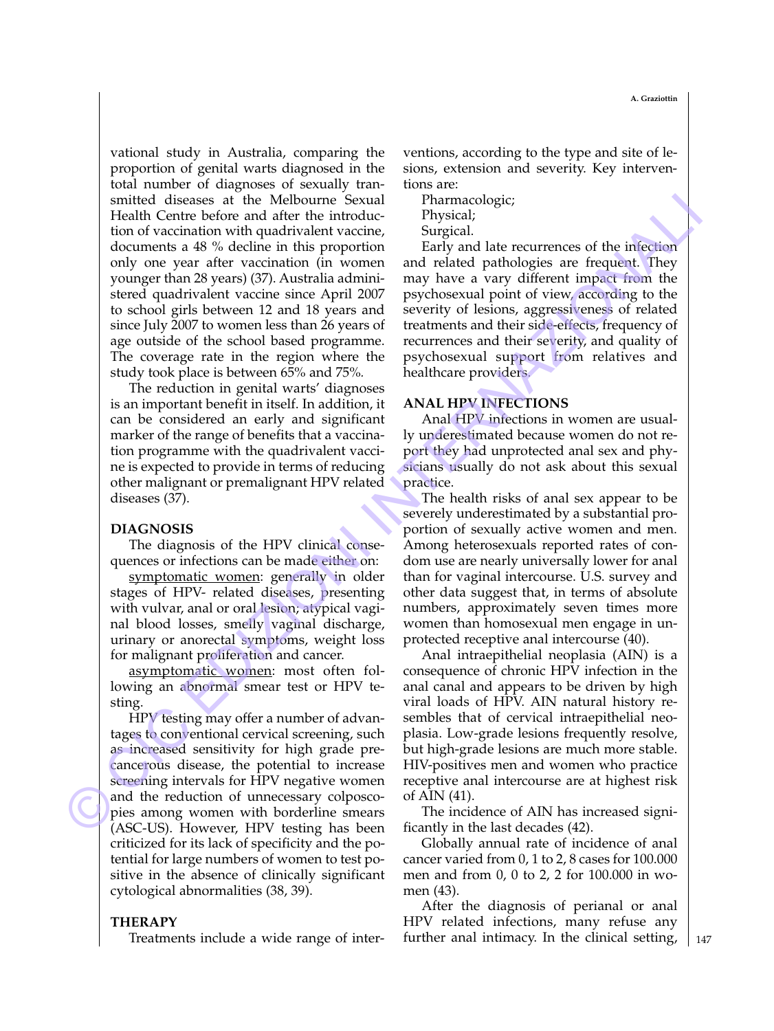vational study in Australia, comparing the proportion of genital warts diagnosed in the total number of diagnoses of sexually transmitted diseases at the Melbourne Sexual Health Centre before and after the introduction of vaccination with quadrivalent vaccine, documents a 48 % decline in this proportion only one year after vaccination (in women younger than 28 years) (37). Australia administered quadrivalent vaccine since April 2007 to school girls between 12 and 18 years and since July 2007 to women less than 26 years of age outside of the school based programme. The coverage rate in the region where the study took place is between 65% and 75%.

The reduction in genital warts' diagnoses is an important benefit in itself. In addition, it can be considered an early and significant marker of the range of benefits that a vaccination programme with the quadrivalent vaccine is expected to provide in terms of reducing other malignant or premalignant HPV related diseases (37).

## DIAGNOSIS

The diagnosis of the HPV clinical consequences or infections can be made either on:

<u>symptomatic women</u>: generally in older stages of HPV- related diseases, presenting with vulvar, anal or oral lesion; atypical vaginal blood losses, smelly vaginal discharge, urinary or anorectal symptoms, weight loss for malignant proliferation and cancer.

<u>asymptomatic women</u>: most often following an abnormal smear test or HPV testing.

HPV testing may offer a number of advantages to conventional cervical screening, such as increased sensitivity for high grade precancerous disease, the potential to increase screening intervals for HPV negative women and the reduction of unnecessary colposcopies among women with borderline smears (ASC-US). However, HPV testing has been criticized for its lack of specificity and the potential for large numbers of women to test positive in the absence of clinically significant cytological abnormalities (38, 39).

## THERAPY

Treatments include a wide range of interventions, according to the type and site of lesions, extension and severity. Key interventions are:

Pharmacologic;
Physical;
Surgical.

Early and late recurrences of the infection and related pathologies are frequent. They may have a vary different impact from the psychosexual point of view, according to the severity of lesions, aggressiveness of related treatments and their side-effects, frequency of recurrences and their severity, and quality of psychosexual support from relatives and healthcare providers.

## ANAL HPV INFECTIONS

Anal HPV infections in women are usually underestimated because women do not report they had unprotected anal sex and physicians usually do not ask about this sexual practice.

The health risks of anal sex appear to be severely underestimated by a substantial proportion of sexually active women and men. Among heterosexuals reported rates of condom use are nearly universally lower for anal than for vaginal intercourse. U.S. survey and other data suggest that, in terms of absolute numbers, approximately seven times more women than homosexual men engage in unprotected receptive anal intercourse (40).

Anal intraepithelial neoplasia (AIN) is a consequence of chronic HPV infection in the anal canal and appears to be driven by high viral loads of HPV. AIN natural history resembles that of cervical intraepithelial neoplasia. Low-grade lesions frequently resolve, but high-grade lesions are much more stable. HIV-positives men and women who practice receptive anal intercourse are at highest risk of AIN (41).

The incidence of AIN has increased significantly in the last decades (42).

Globally annual rate of incidence of anal cancer varied from 0, 1 to 2, 8 cases for 100.000 men and from 0, 0 to 2, 2 for 100.000 in women (43).

After the diagnosis of perianal or anal HPV related infections, many refuse any further anal intimacy. In the clinical setting,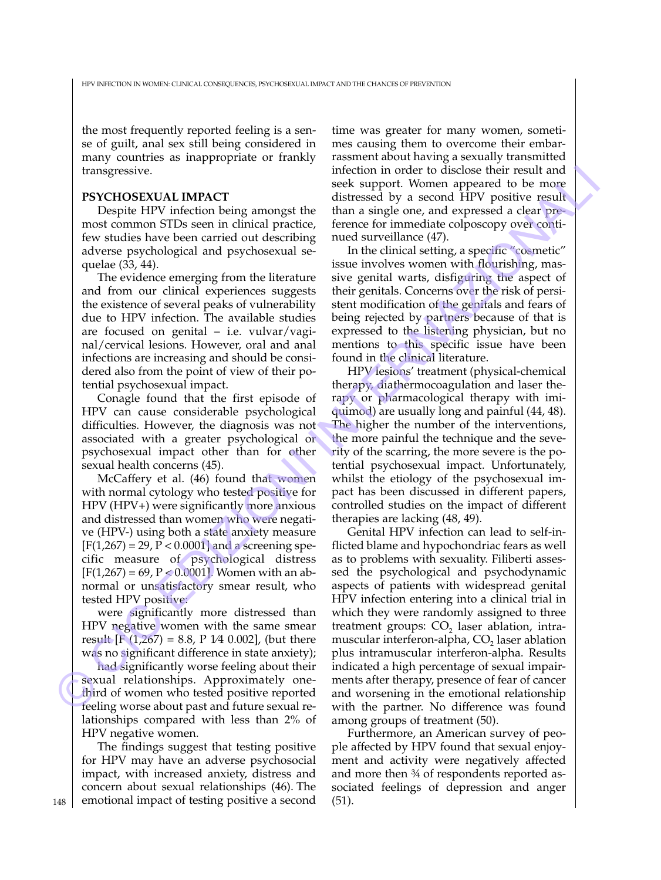the most frequently reported feeling is a sense of guilt, anal sex still being considered in many countries as inappropriate or frankly transgressive.

**PSYCHOSEXUAL IMPACT**

Despite HPV infection being amongst the most common STDs seen in clinical practice, few studies have been carried out describing adverse psychological and psychosexual sequelae (33, 44).

The evidence emerging from the literature and from our clinical experiences suggests the existence of several peaks of vulnerability due to HPV infection. The available studies are focused on genital – i.e. vulvar/vaginal/cervical lesions. However, oral and anal infections are increasing and should be considered also from the point of view of their potential psychosexual impact.

Conagle found that the first episode of HPV can cause considerable psychological difficulties. However, the diagnosis was not associated with a greater psychological or psychosexual impact other than for other sexual health concerns (45).

McCaffery et al. (46) found that women with normal cytology who tested positive for HPV (HPV+) were significantly more anxious and distressed than women who were negative (HPV-) using both a state anxiety measure [$F(1,267) = 29$, $P < 0.0001$] and a screening specific measure of psychological distress [$F(1,267) = 69$, $P < 0.0001$]. Women with an abnormal or unsatisfactory smear result, who tested HPV positive:

were significantly more distressed than HPV negative women with the same smear result [F (1,267) = 8.8, P 1⁄4 0.002], (but there was no significant difference in state anxiety);

had significantly worse feeling about their sexual relationships. Approximately one-third of women who tested positive reported feeling worse about past and future sexual relationships compared with less than 2% of HPV negative women.

The findings suggest that testing positive for HPV may have an adverse psychosocial impact, with increased anxiety, distress and concern about sexual relationships (46). The emotional impact of testing positive a second time was greater for many women, sometimes causing them to overcome their embarrassment about having a sexually transmitted infection in order to disclose their result and seek support. Women appeared to be more distressed by a second HPV positive result than a single one, and expressed a clear preference for immediate colposcopy over continued surveillance (47).

In the clinical setting, a specific "cosmetic" issue involves women with flourishing, massive genital warts, disfiguring the aspect of their genitals. Concerns over the risk of persistent modification of the genitals and fears of being rejected by partners because of that is expressed to the listening physician, but no mentions to this specific issue have been found in the clinical literature.

HPV lesions' treatment (physical-chemical therapy, diathermocoagulation and laser therapy or pharmacological therapy with imiquimod) are usually long and painful (44, 48). The higher the number of the interventions, the more painful the technique and the severity of the scarring, the more severe is the potential psychosexual impact. Unfortunately, whilst the etiology of the psychosexual impact has been discussed in different papers, controlled studies on the impact of different therapies are lacking (48, 49).

Genital HPV infection can lead to self-inflicted blame and hypochondriac fears as well as to problems with sexuality. Filiberti assessed the psychological and psychodynamic aspects of patients with widespread genital HPV infection entering into a clinical trial in which they were randomly assigned to three treatment groups: $CO_2$ laser ablation, intramuscular interferon-alpha, $CO_2$ laser ablation plus intramuscular interferon-alpha. Results indicated a high percentage of sexual impairments after therapy, presence of fear of cancer and worsening in the emotional relationship with the partner. No difference was found among groups of treatment (50).

Furthermore, an American survey of people affected by HPV found that sexual enjoyment and activity were negatively affected and more then ¾ of respondents reported associated feelings of depression and anger (51).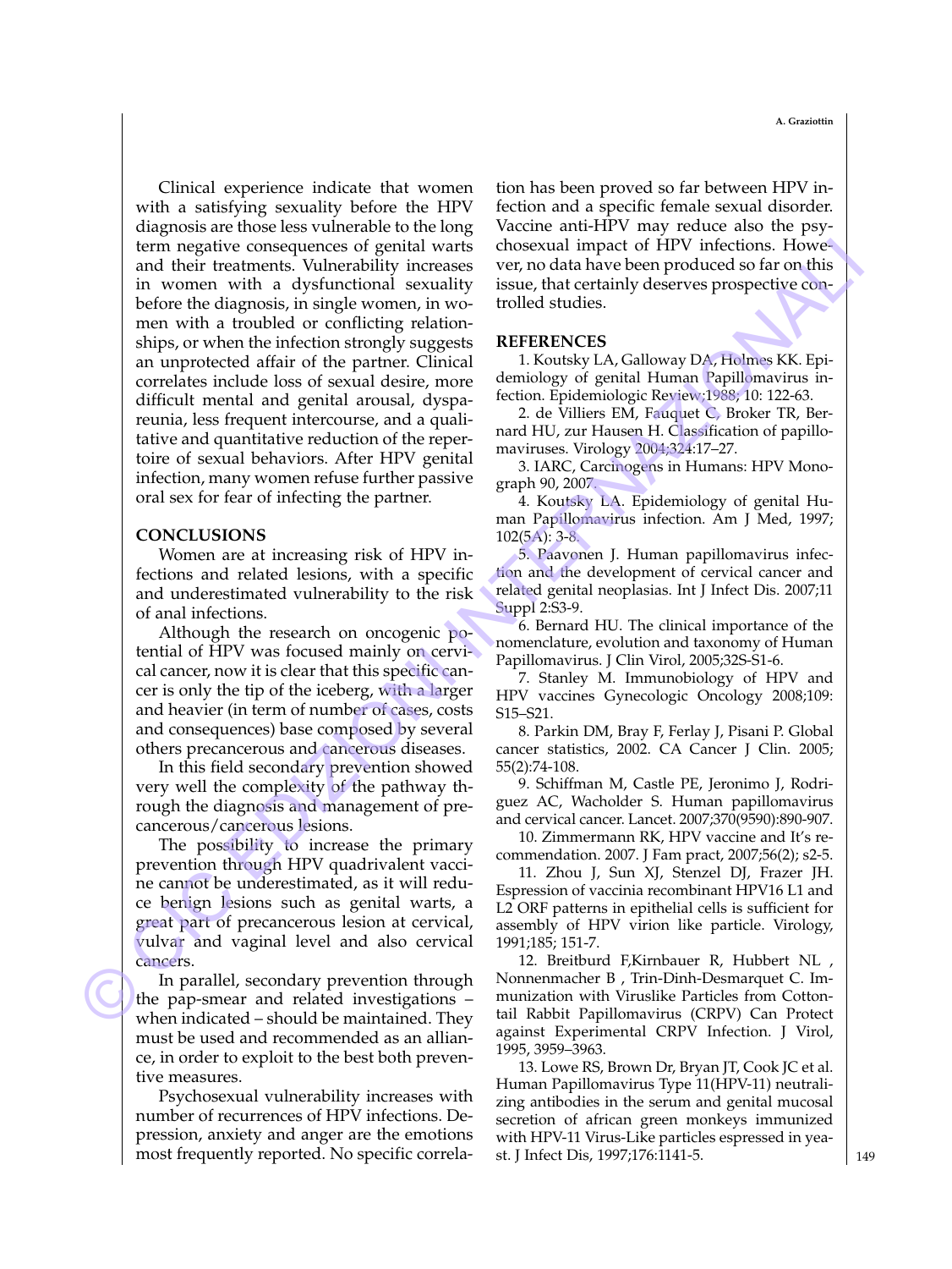Clinical experience indicate that women with a satisfying sexuality before the HPV diagnosis are those less vulnerable to the long term negative consequences of genital warts and their treatments. Vulnerability increases in women with a dysfunctional sexuality before the diagnosis, in single women, in women with a troubled or conflicting relationships, or when the infection strongly suggests an unprotected affair of the partner. Clinical correlates include loss of sexual desire, more difficult mental and genital arousal, dyspareunia, less frequent intercourse, and a qualitative and quantitative reduction of the repertoire of sexual behaviors. After HPV genital infection, many women refuse further passive oral sex for fear of infecting the partner.

## CONCLUSIONS

Women are at increasing risk of HPV infections and related lesions, with a specific and underestimated vulnerability to the risk of anal infections.

Although the research on oncogenic potential of HPV was focused mainly on cervical cancer, now it is clear that this specific cancer is only the tip of the iceberg, with a larger and heavier (in term of number of cases, costs and consequences) base composed by several others precancerous and cancerous diseases.

In this field secondary prevention showed very well the complexity of the pathway through the diagnosis and management of precancerous/cancerous lesions.

The possibility to increase the primary prevention through HPV quadrivalent vaccine cannot be underestimated, as it will reduce benign lesions such as genital warts, a great part of precancerous lesion at cervical, vulvar and vaginal level and also cervical cancers.

In parallel, secondary prevention through the pap-smear and related investigations – when indicated – should be maintained. They must be used and recommended as an alliance, in order to exploit to the best both preventive measures.

Psychosexual vulnerability increases with number of recurrences of HPV infections. Depression, anxiety and anger are the emotions most frequently reported. No specific correlation has been proved so far between HPV infection and a specific female sexual disorder. Vaccine anti-HPV may reduce also the psychosexual impact of HPV infections. However, no data have been produced so far on this issue, that certainly deserves prospective controlled studies.

## REFERENCES

1. Koutsky LA, Galloway DA, Holmes KK. Epidemiology of genital Human Papillomavirus infection. Epidemiologic Review;1988; 10: 122-63.
2. de Villiers EM, Fauquet C, Broker TR, Bernard HU, zur Hausen H. Classification of papillomaviruses. Virology 2004;324:17–27.
3. IARC, Carcinogens in Humans: HPV Monograph 90, 2007.
4. Koutsky LA. Epidemiology of genital Human Papillomavirus infection. Am J Med, 1997; 102(5A): 3-8.
5. Paavonen J. Human papillomavirus infection and the development of cervical cancer and related genital neoplasias. Int J Infect Dis. 2007;11 Suppl 2:S3-9.
6. Bernard HU. The clinical importance of the nomenclature, evolution and taxonomy of Human Papillomavirus. J Clin Virol, 2005;32S-S1-6.
7. Stanley M. Immunobiology of HPV and HPV vaccines Gynecologic Oncology 2008;109: S15–S21.
8. Parkin DM, Bray F, Ferlay J, Pisani P. Global cancer statistics, 2002. CA Cancer J Clin. 2005; 55(2):74-108.
9. Schiffman M, Castle PE, Jeronimo J, Rodriguez AC, Wacholder S. Human papillomavirus and cervical cancer. Lancet. 2007;370(9590):890-907.
10. Zimmermann RK, HPV vaccine and It's recommendation. 2007. J Fam pract, 2007;56(2); s2-5.
11. Zhou J, Sun XJ, Stenzel DJ, Frazer JH. Espression of vaccinia recombinant HPV16 L1 and L2 ORF patterns in epithelial cells is sufficient for assembly of HPV virion like particle. Virology, 1991;185; 151-7.
12. Breitburd F,Kirnbauer R, Hubbert NL , Nonnenmacher B , Trin-Dinh-Desmarquet C. Immunization with Viruslike Particles from Cottontail Rabbit Papillomavirus (CRPV) Can Protect against Experimental CRPV Infection. J Virol, 1995, 3959–3963.
13. Lowe RS, Brown Dr, Bryan JT, Cook JC et al. Human Papillomavirus Type 11(HPV-11) neutralizing antibodies in the serum and genital mucosal secretion of african green monkeys immunized with HPV-11 Virus-Like particles espressed in yeast. J Infect Dis, 1997;176:1141-5.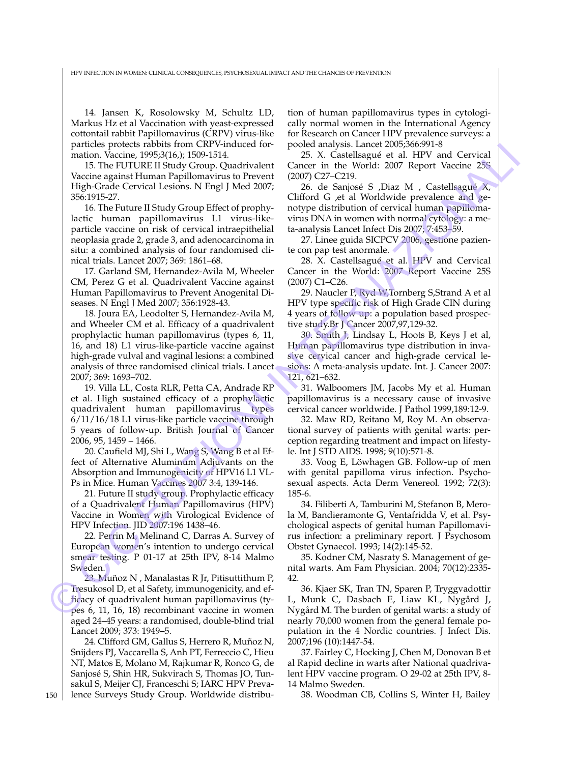14. Jansen K, Rosolowsky M, Schultz LD, Markus Hz et al Vaccination with yeast-expressed cottontail rabbit Papillomavirus (CRPV) virus-like particles protects rabbits from CRPV-induced formation. Vaccine, 1995;3(16,); 1509-1514.

15. The FUTURE II Study Group. Quadrivalent Vaccine against Human Papillomavirus to Prevent High-Grade Cervical Lesions. N Engl J Med 2007; 356:1915-27.

16. The Future II Study Group Effect of prophylactic human papillomavirus L1 virus-like-particle vaccine on risk of cervical intraepithelial neoplasia grade 2, grade 3, and adenocarcinoma in situ: a combined analysis of four randomised clinical trials. Lancet 2007; 369: 1861–68.

17. Garland SM, Hernandez-Avila M, Wheeler CM, Perez G et al. Quadrivalent Vaccine against Human Papillomavirus to Prevent Anogenital Diseases. N Engl J Med 2007; 356:1928-43.

18. Joura EA, Leodolter S, Hernandez-Avila M, and Wheeler CM et al. Efficacy of a quadrivalent prophylactic human papillomavirus (types 6, 11, 16, and 18) L1 virus-like-particle vaccine against high-grade vulval and vaginal lesions: a combined analysis of three randomised clinical trials. Lancet 2007; 369: 1693–702.

19. Villa LL, Costa RLR, Petta CA, Andrade RP et al. High sustained efficacy of a prophylactic quadrivalent human papillomavirus types 6/11/16/18 L1 virus-like particle vaccine through 5 years of follow-up. British Journal of Cancer 2006, 95, 1459 – 1466.

20. Caufield MJ, Shi L, Wang S, Wang B et al Effect of Alternative Aluminum Adjuvants on the Absorption and Immunogenicity of HPV16 L1 VLPs in Mice. Human Vaccines 2007 3:4, 139-146.

21. Future II study group. Prophylactic efficacy of a Quadrivalent Human Papillomavirus (HPV) Vaccine in Women with Virological Evidence of HPV Infection. JID 2007:196 1438–46.

22. Perrin M, Melinand C, Darras A. Survey of European women's intention to undergo cervical smear testing. P 01-17 at 25th IPV, 8-14 Malmo Sweden.

23. Muñoz N , Manalastas R Jr, Pitisuttithum P, Tresukosol D, et al Safety, immunogenicity, and efficacy of quadrivalent human papillomavirus (types 6, 11, 16, 18) recombinant vaccine in women aged 24–45 years: a randomised, double-blind trial Lancet 2009; 373: 1949–5.

24. Clifford GM, Gallus S, Herrero R, Muñoz N, Snijders PJ, Vaccarella S, Anh PT, Ferreccio C, Hieu NT, Matos E, Molano M, Rajkumar R, Ronco G, de Sanjosé S, Shin HR, Sukvirach S, Thomas JO, Tunsakul S, Meijer CJ, Franceschi S; IARC HPV Prevalence Surveys Study Group. Worldwide distribution of human papillomavirus types in cytologically normal women in the International Agency for Research on Cancer HPV prevalence surveys: a pooled analysis. Lancet 2005;366:991-8

25. X. Castellsagué et al. HPV and Cervical Cancer in the World: 2007 Report Vaccine 25S (2007) C27–C219.

26. de Sanjosé S ,Diaz M , Castellsagué X, Clifford G ,et al Worldwide prevalence and genotype distribution of cervical human papillomavirus DNA in women with normal cytology: a meta-analysis Lancet Infect Dis 2007; 7:453–59.

27. Linee guida SICPCV 2006, gestione paziente con pap test anormale.

28. X. Castellsagué et al. HPV and Cervical Cancer in the World: 2007 Report Vaccine 25S (2007) C1–C26.

29. Naucler P, Ryd W,Tornberg S,Strand A et al HPV type specific risk of High Grade CIN during 4 years of follow up: a population based prospective study.Br J Cancer 2007,97,129-32.

30. Smith J, Lindsay L, Hoots B, Keys J et al, Human papillomavirus type distribution in invasive cervical cancer and high-grade cervical lesions: A meta-analysis update. Int. J. Cancer 2007: 121, 621–632.

31. Walboomers JM, Jacobs My et al. Human papillomavirus is a necessary cause of invasive cervical cancer worldwide. J Pathol 1999,189:12-9.

32. Maw RD, Reitano M, Roy M. An observational survey of patients with genital warts: perception regarding treatment and impact on lifestyle. Int J STD AIDS. 1998; 9(10):571-8.

33. Voog E, Löwhagen GB. Follow-up of men with genital papilloma virus infection. Psychosexual aspects. Acta Derm Venereol. 1992; 72(3): 185-6.

34. Filiberti A, Tamburini M, Stefanon B, Merola M, Bandieramonte G, Ventafridda V, et al. Psychological aspects of genital human Papillomavirus infection: a preliminary report. J Psychosom Obstet Gynaecol. 1993; 14(2):145-52.

35. Kodner CM, Nasraty S. Management of genital warts. Am Fam Physician. 2004; 70(12):2335-42.

36. Kjaer SK, Tran TN, Sparen P, Tryggvadottir L, Munk C, Dasbach E, Liaw KL, Nygård J, Nygård M. The burden of genital warts: a study of nearly 70,000 women from the general female population in the 4 Nordic countries. J Infect Dis. 2007;196 (10):1447-54.

37. Fairley C, Hocking J, Chen M, Donovan B et al Rapid decline in warts after National quadrivalent HPV vaccine program. O 29-02 at 25th IPV, 8-14 Malmo Sweden.

38. Woodman CB, Collins S, Winter H, Bailey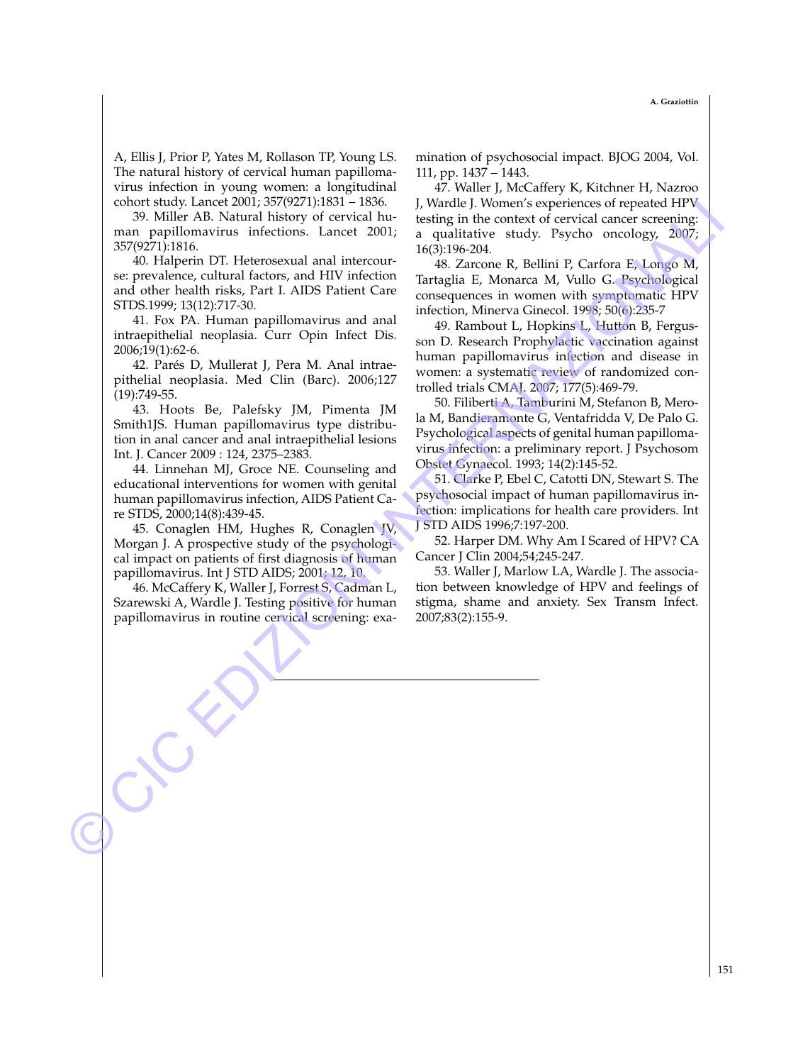A, Ellis J, Prior P, Yates M, Rollason TP, Young LS. The natural history of cervical human papillomavirus infection in young women: a longitudinal cohort study. Lancet 2001; 357(9271):1831 – 1836.

39. Miller AB. Natural history of cervical human papillomavirus infections. Lancet 2001; 357(9271):1816.

40. Halperin DT. Heterosexual anal intercourse: prevalence, cultural factors, and HIV infection and other health risks, Part I. AIDS Patient Care STDS.1999; 13(12):717-30.

41. Fox PA. Human papillomavirus and anal intraepithelial neoplasia. Curr Opin Infect Dis. 2006;19(1):62-6.

42. Parés D, Mullerat J, Pera M. Anal intraepithelial neoplasia. Med Clin (Barc). 2006;127 (19):749-55.

43. Hoots Be, Palefsky JM, Pimenta JM Smith1JS. Human papillomavirus type distribution in anal cancer and anal intraepithelial lesions Int. J. Cancer 2009 : 124, 2375–2383.

44. Linnehan MJ, Groce NE. Counseling and educational interventions for women with genital human papillomavirus infection, AIDS Patient Care STDS, 2000;14(8):439-45.

45. Conaglen HM, Hughes R, Conaglen JV, Morgan J. A prospective study of the psychological impact on patients of first diagnosis of human papillomavirus. Int J STD AIDS; 2001; 12, 10.

46. McCaffery K, Waller J, Forrest S, Cadman L, Szarewski A, Wardle J. Testing positive for human papillomavirus in routine cervical screening: examination of psychosocial impact. BJOG 2004, Vol. 111, pp. 1437 – 1443.

47. Waller J, McCaffery K, Kitchner H, Nazroo J, Wardle J. Women's experiences of repeated HPV testing in the context of cervical cancer screening: a qualitative study. Psycho oncology, 2007; 16(3):196-204.

48. Zarcone R, Bellini P, Carfora E, Longo M, Tartaglia E, Monarca M, Vullo G. Psychological consequences in women with symptomatic HPV infection, Minerva Ginecol. 1998; 50(6):235-7

49. Rambout L, Hopkins L, Hutton B, Fergusson D. Research Prophylactic vaccination against human papillomavirus infection and disease in women: a systematic review of randomized controlled trials CMAJ. 2007; 177(5):469-79.

50. Filiberti A, Tamburini M, Stefanon B, Merola M, Bandieramonte G, Ventafridda V, De Palo G. Psychological aspects of genital human papillomavirus infection: a preliminary report. J Psychosom Obstet Gynaecol. 1993; 14(2):145-52.

51. Clarke P, Ebel C, Catotti DN, Stewart S. The psychosocial impact of human papillomavirus infection: implications for health care providers. Int J STD AIDS 1996;7:197-200.

52. Harper DM. Why Am I Scared of HPV? CA Cancer J Clin 2004;54;245-247.

53. Waller J, Marlow LA, Wardle J. The association between knowledge of HPV and feelings of stigma, shame and anxiety. Sex Transm Infect. 2007;83(2):155-9.